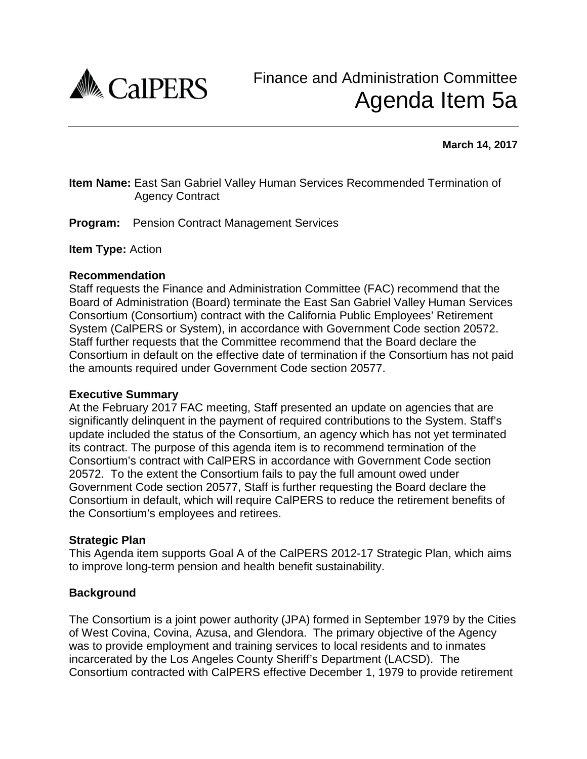# Finance and Administration Committee
## Agenda Item 5a

**March 14, 2017**

**Item Name:** East San Gabriel Valley Human Services Recommended Termination of Agency Contract

**Program:** Pension Contract Management Services

**Item Type:** Action

### Recommendation

Staff requests the Finance and Administration Committee (FAC) recommend that the Board of Administration (Board) terminate the East San Gabriel Valley Human Services Consortium (Consortium) contract with the California Public Employees' Retirement System (CalPERS or System), in accordance with Government Code section 20572. Staff further requests that the Committee recommend that the Board declare the Consortium in default on the effective date of termination if the Consortium has not paid the amounts required under Government Code section 20577.

### Executive Summary

At the February 2017 FAC meeting, Staff presented an update on agencies that are significantly delinquent in the payment of required contributions to the System. Staff's update included the status of the Consortium, an agency which has not yet terminated its contract. The purpose of this agenda item is to recommend termination of the Consortium's contract with CalPERS in accordance with Government Code section 20572. To the extent the Consortium fails to pay the full amount owed under Government Code section 20577, Staff is further requesting the Board declare the Consortium in default, which will require CalPERS to reduce the retirement benefits of the Consortium's employees and retirees.

### Strategic Plan

This Agenda item supports Goal A of the CalPERS 2012-17 Strategic Plan, which aims to improve long-term pension and health benefit sustainability.

### Background

The Consortium is a joint power authority (JPA) formed in September 1979 by the Cities of West Covina, Covina, Azusa, and Glendora. The primary objective of the Agency was to provide employment and training services to local residents and to inmates incarcerated by the Los Angeles County Sheriff's Department (LACSD). The Consortium contracted with CalPERS effective December 1, 1979 to provide retirement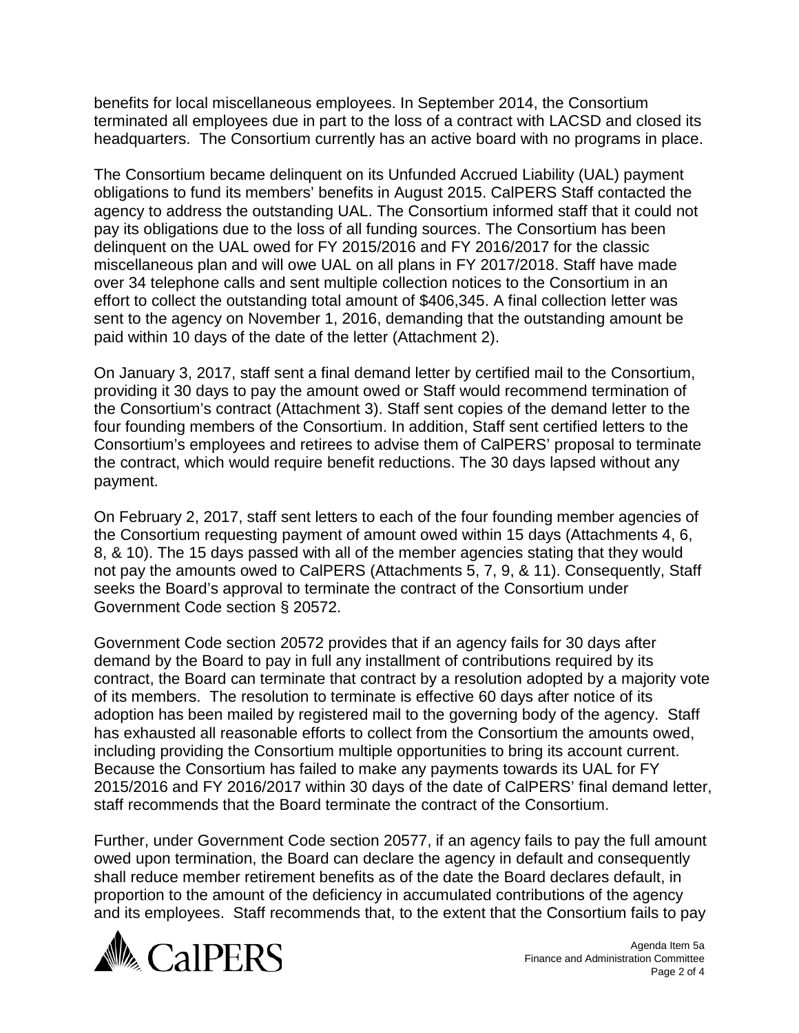benefits for local miscellaneous employees. In September 2014, the Consortium terminated all employees due in part to the loss of a contract with LACSD and closed its headquarters. The Consortium currently has an active board with no programs in place.

The Consortium became delinquent on its Unfunded Accrued Liability (UAL) payment obligations to fund its members' benefits in August 2015. CalPERS Staff contacted the agency to address the outstanding UAL. The Consortium informed staff that it could not pay its obligations due to the loss of all funding sources. The Consortium has been delinquent on the UAL owed for FY 2015/2016 and FY 2016/2017 for the classic miscellaneous plan and will owe UAL on all plans in FY 2017/2018. Staff have made over 34 telephone calls and sent multiple collection notices to the Consortium in an effort to collect the outstanding total amount of $406,345. A final collection letter was sent to the agency on November 1, 2016, demanding that the outstanding amount be paid within 10 days of the date of the letter (Attachment 2).

On January 3, 2017, staff sent a final demand letter by certified mail to the Consortium, providing it 30 days to pay the amount owed or Staff would recommend termination of the Consortium's contract (Attachment 3). Staff sent copies of the demand letter to the four founding members of the Consortium. In addition, Staff sent certified letters to the Consortium's employees and retirees to advise them of CalPERS' proposal to terminate the contract, which would require benefit reductions. The 30 days lapsed without any payment.

On February 2, 2017, staff sent letters to each of the four founding member agencies of the Consortium requesting payment of amount owed within 15 days (Attachments 4, 6, 8, & 10). The 15 days passed with all of the member agencies stating that they would not pay the amounts owed to CalPERS (Attachments 5, 7, 9, & 11). Consequently, Staff seeks the Board's approval to terminate the contract of the Consortium under Government Code section § 20572.

Government Code section 20572 provides that if an agency fails for 30 days after demand by the Board to pay in full any installment of contributions required by its contract, the Board can terminate that contract by a resolution adopted by a majority vote of its members. The resolution to terminate is effective 60 days after notice of its adoption has been mailed by registered mail to the governing body of the agency. Staff has exhausted all reasonable efforts to collect from the Consortium the amounts owed, including providing the Consortium multiple opportunities to bring its account current. Because the Consortium has failed to make any payments towards its UAL for FY 2015/2016 and FY 2016/2017 within 30 days of the date of CalPERS' final demand letter, staff recommends that the Board terminate the contract of the Consortium.

Further, under Government Code section 20577, if an agency fails to pay the full amount owed upon termination, the Board can declare the agency in default and consequently shall reduce member retirement benefits as of the date the Board declares default, in proportion to the amount of the deficiency in accumulated contributions of the agency and its employees. Staff recommends that, to the extent that the Consortium fails to pay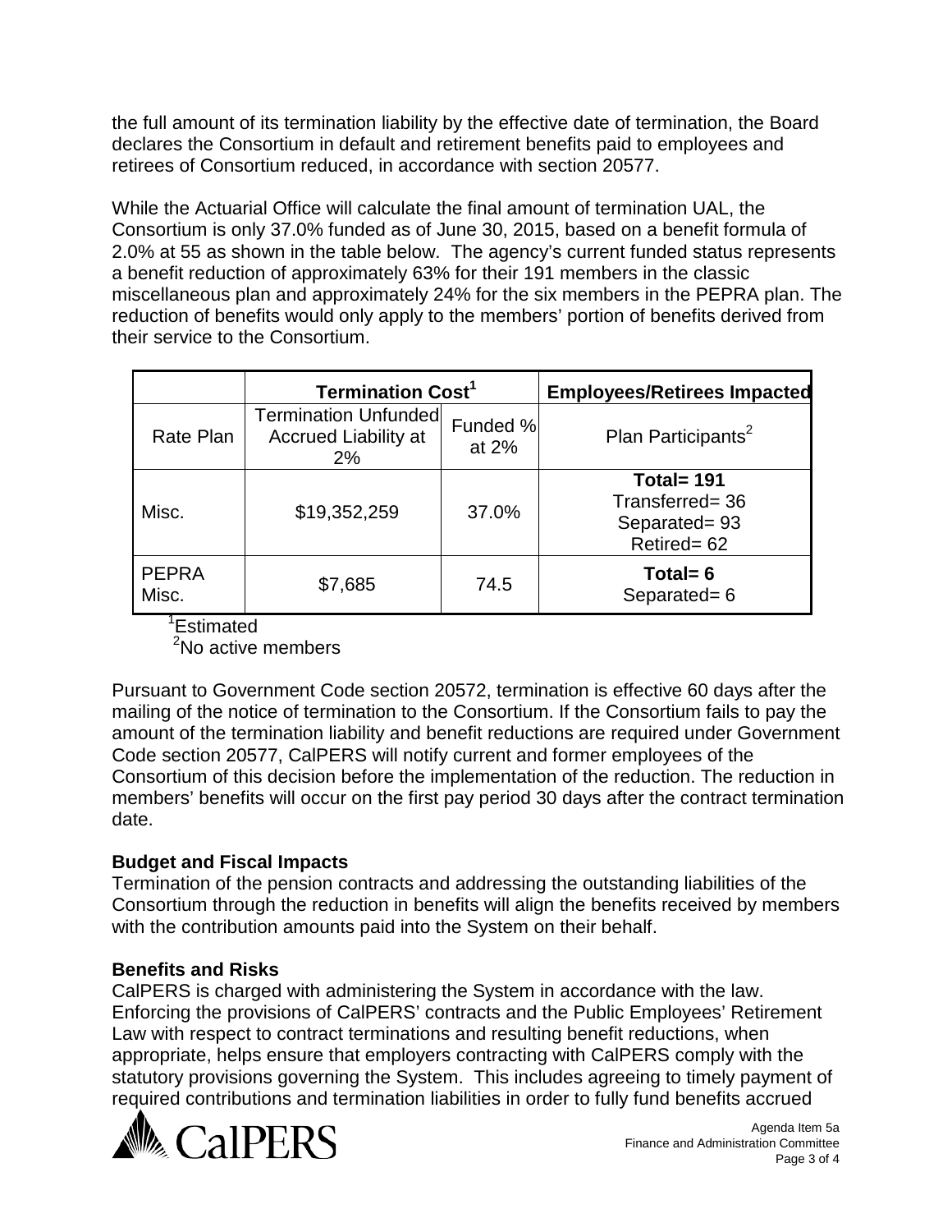the full amount of its termination liability by the effective date of termination, the Board declares the Consortium in default and retirement benefits paid to employees and retirees of Consortium reduced, in accordance with section 20577.

While the Actuarial Office will calculate the final amount of termination UAL, the Consortium is only 37.0% funded as of June 30, 2015, based on a benefit formula of 2.0% at 55 as shown in the table below. The agency's current funded status represents a benefit reduction of approximately 63% for their 191 members in the classic miscellaneous plan and approximately 24% for the six members in the PEPRA plan. The reduction of benefits would only apply to the members' portion of benefits derived from their service to the Consortium.

| | **Termination Cost[1]** | | **Employees/Retirees Impacted** |
|---|---|---|---|
| Rate Plan | Termination Unfunded Accrued Liability at 2% | Funded % at 2% | Plan Participants[2] |
| Misc. | $19,352,259 | 37.0% | **Total= 191** Transferred= 36 Separated= 93 Retired= 62 |
| PEPRA Misc. | $7,685 | 74.5 | **Total= 6** Separated= 6 |

[1]Estimated
[2]No active members

Pursuant to Government Code section 20572, termination is effective 60 days after the mailing of the notice of termination to the Consortium. If the Consortium fails to pay the amount of the termination liability and benefit reductions are required under Government Code section 20577, CalPERS will notify current and former employees of the Consortium of this decision before the implementation of the reduction. The reduction in members' benefits will occur on the first pay period 30 days after the contract termination date.

**Budget and Fiscal Impacts**
Termination of the pension contracts and addressing the outstanding liabilities of the Consortium through the reduction in benefits will align the benefits received by members with the contribution amounts paid into the System on their behalf.

**Benefits and Risks**
CalPERS is charged with administering the System in accordance with the law. Enforcing the provisions of CalPERS' contracts and the Public Employees' Retirement Law with respect to contract terminations and resulting benefit reductions, when appropriate, helps ensure that employers contracting with CalPERS comply with the statutory provisions governing the System. This includes agreeing to timely payment of required contributions and termination liabilities in order to fully fund benefits accrued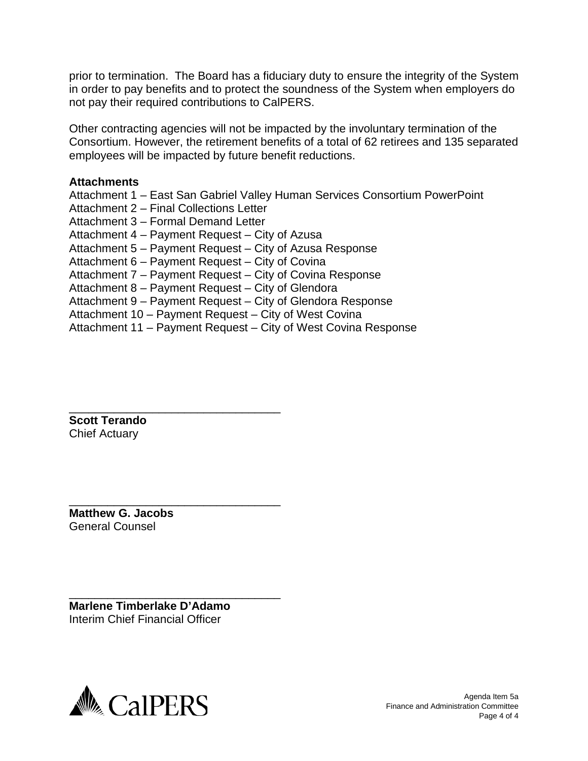prior to termination. The Board has a fiduciary duty to ensure the integrity of the System in order to pay benefits and to protect the soundness of the System when employers do not pay their required contributions to CalPERS.

Other contracting agencies will not be impacted by the involuntary termination of the Consortium. However, the retirement benefits of a total of 62 retirees and 135 separated employees will be impacted by future benefit reductions.

**Attachments**

Attachment 1 – East San Gabriel Valley Human Services Consortium PowerPoint
Attachment 2 – Final Collections Letter
Attachment 3 – Formal Demand Letter
Attachment 4 – Payment Request – City of Azusa
Attachment 5 – Payment Request – City of Azusa Response
Attachment 6 – Payment Request – City of Covina
Attachment 7 – Payment Request – City of Covina Response
Attachment 8 – Payment Request – City of Glendora
Attachment 9 – Payment Request – City of Glendora Response
Attachment 10 – Payment Request – City of West Covina
Attachment 11 – Payment Request – City of West Covina Response

_________________________________
**Scott Terando**
Chief Actuary

_________________________________
**Matthew G. Jacobs**
General Counsel

_________________________________
**Marlene Timberlake D'Adamo**
Interim Chief Financial Officer